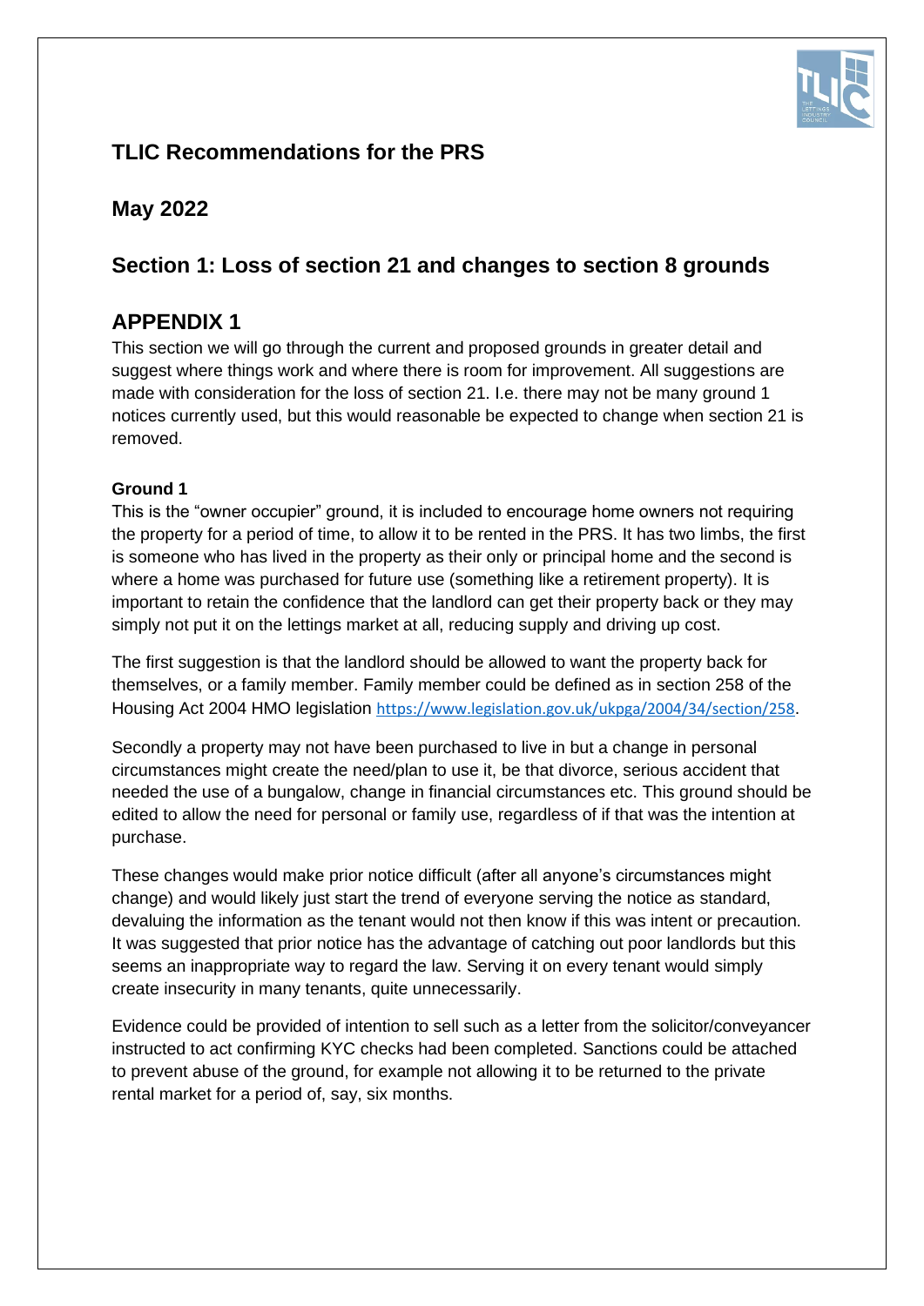## TLIC Recommendations for the PRS

## May 2022

## Section 1: Loss of section 21 and changes to section 8 grounds

# APPENDIX 1

This section we will go through the current and proposed grounds in greater detail and suggest where things work and where there is room for improvement. All suggestions are made with consideration for the loss of section 21. I.e. there may not be many ground 1 notices currently used, but this would reasonable be expected to change when section 21 is removed.

### Ground 1

This is the "owner occupier" ground, it is included to encourage home owners not requiring the property for a period of time, to allow it to be rented in the PRS. It has two limbs, the first is someone who has lived in the property as their only or principal home and the second is where a home was purchased for future use (something like a retirement property). It is important to retain the confidence that the landlord can get their property back or they may simply not put it on the lettings market at all, reducing supply and driving up cost.

The first suggestion is that the landlord should be allowed to want the property back for themselves, or a family member. Family member could be defined as in section 258 of the Housing Act 2004 HMO legislation https://www.legislation.gov.uk/ukpga/2004/34/section/258.

Secondly a property may not have been purchased to live in but a change in personal circumstances might create the need/plan to use it, be that divorce, serious accident that needed the use of a bungalow, change in financial circumstances etc. This ground should be edited to allow the need for personal or family use, regardless of if that was the intention at purchase.

These changes would make prior notice difficult (after all anyone's circumstances might change) and would likely just start the trend of everyone serving the notice as standard, devaluing the information as the tenant would not then know if this was intent or precaution. It was suggested that prior notice has the advantage of catching out poor landlords but this seems an inappropriate way to regard the law. Serving it on every tenant would simply create insecurity in many tenants, quite unnecessarily.

Evidence could be provided of intention to sell such as a letter from the solicitor/conveyancer instructed to act confirming KYC checks had been completed. Sanctions could be attached to prevent abuse of the ground, for example not allowing it to be returned to the private rental market for a period of, say, six months.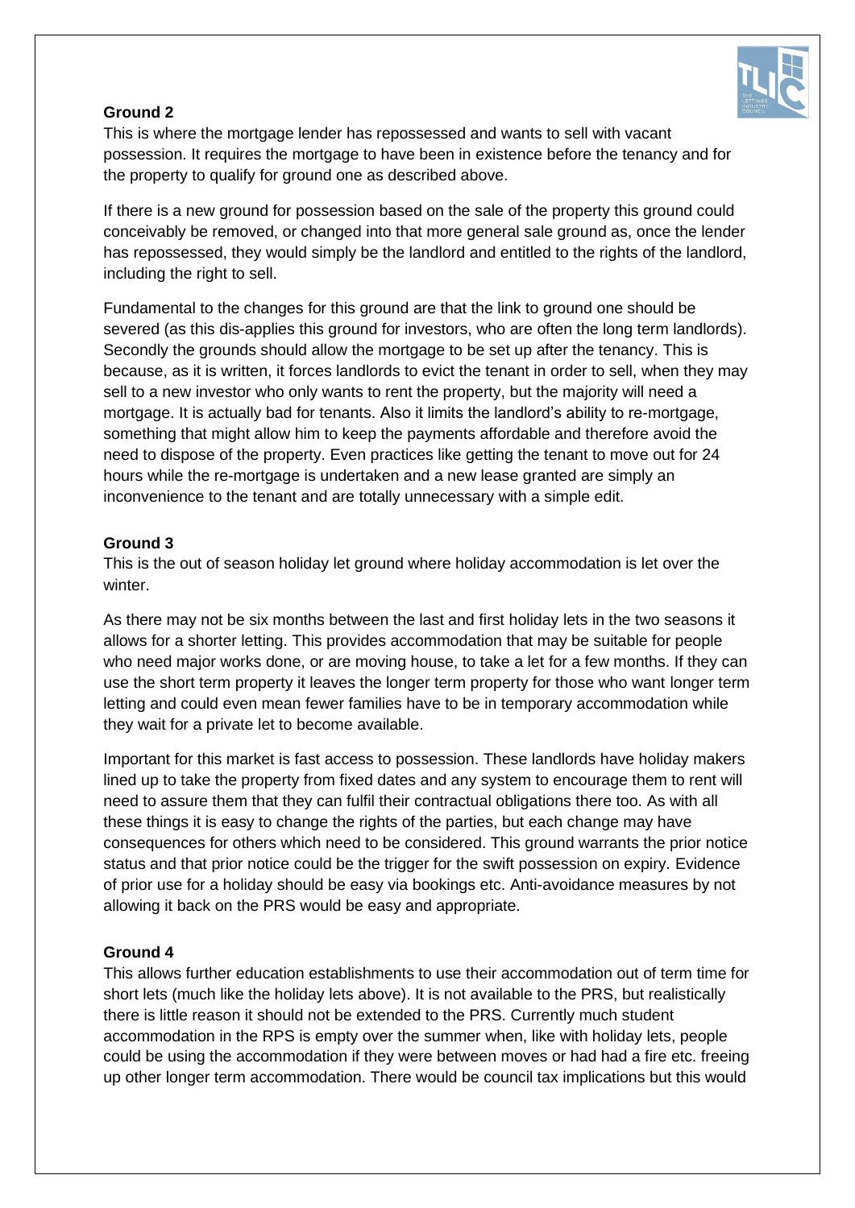### Ground 2

This is where the mortgage lender has repossessed and wants to sell with vacant possession. It requires the mortgage to have been in existence before the tenancy and for the property to qualify for ground one as described above.

If there is a new ground for possession based on the sale of the property this ground could conceivably be removed, or changed into that more general sale ground as, once the lender has repossessed, they would simply be the landlord and entitled to the rights of the landlord, including the right to sell.

Fundamental to the changes for this ground are that the link to ground one should be severed (as this dis-applies this ground for investors, who are often the long term landlords). Secondly the grounds should allow the mortgage to be set up after the tenancy. This is because, as it is written, it forces landlords to evict the tenant in order to sell, when they may sell to a new investor who only wants to rent the property, but the majority will need a mortgage. It is actually bad for tenants. Also it limits the landlord's ability to re-mortgage, something that might allow him to keep the payments affordable and therefore avoid the need to dispose of the property. Even practices like getting the tenant to move out for 24 hours while the re-mortgage is undertaken and a new lease granted are simply an inconvenience to the tenant and are totally unnecessary with a simple edit.

### Ground 3

This is the out of season holiday let ground where holiday accommodation is let over the winter.

As there may not be six months between the last and first holiday lets in the two seasons it allows for a shorter letting. This provides accommodation that may be suitable for people who need major works done, or are moving house, to take a let for a few months. If they can use the short term property it leaves the longer term property for those who want longer term letting and could even mean fewer families have to be in temporary accommodation while they wait for a private let to become available.

Important for this market is fast access to possession. These landlords have holiday makers lined up to take the property from fixed dates and any system to encourage them to rent will need to assure them that they can fulfil their contractual obligations there too. As with all these things it is easy to change the rights of the parties, but each change may have consequences for others which need to be considered. This ground warrants the prior notice status and that prior notice could be the trigger for the swift possession on expiry. Evidence of prior use for a holiday should be easy via bookings etc. Anti-avoidance measures by not allowing it back on the PRS would be easy and appropriate.

### Ground 4

This allows further education establishments to use their accommodation out of term time for short lets (much like the holiday lets above). It is not available to the PRS, but realistically there is little reason it should not be extended to the PRS. Currently much student accommodation in the RPS is empty over the summer when, like with holiday lets, people could be using the accommodation if they were between moves or had had a fire etc. freeing up other longer term accommodation. There would be council tax implications but this would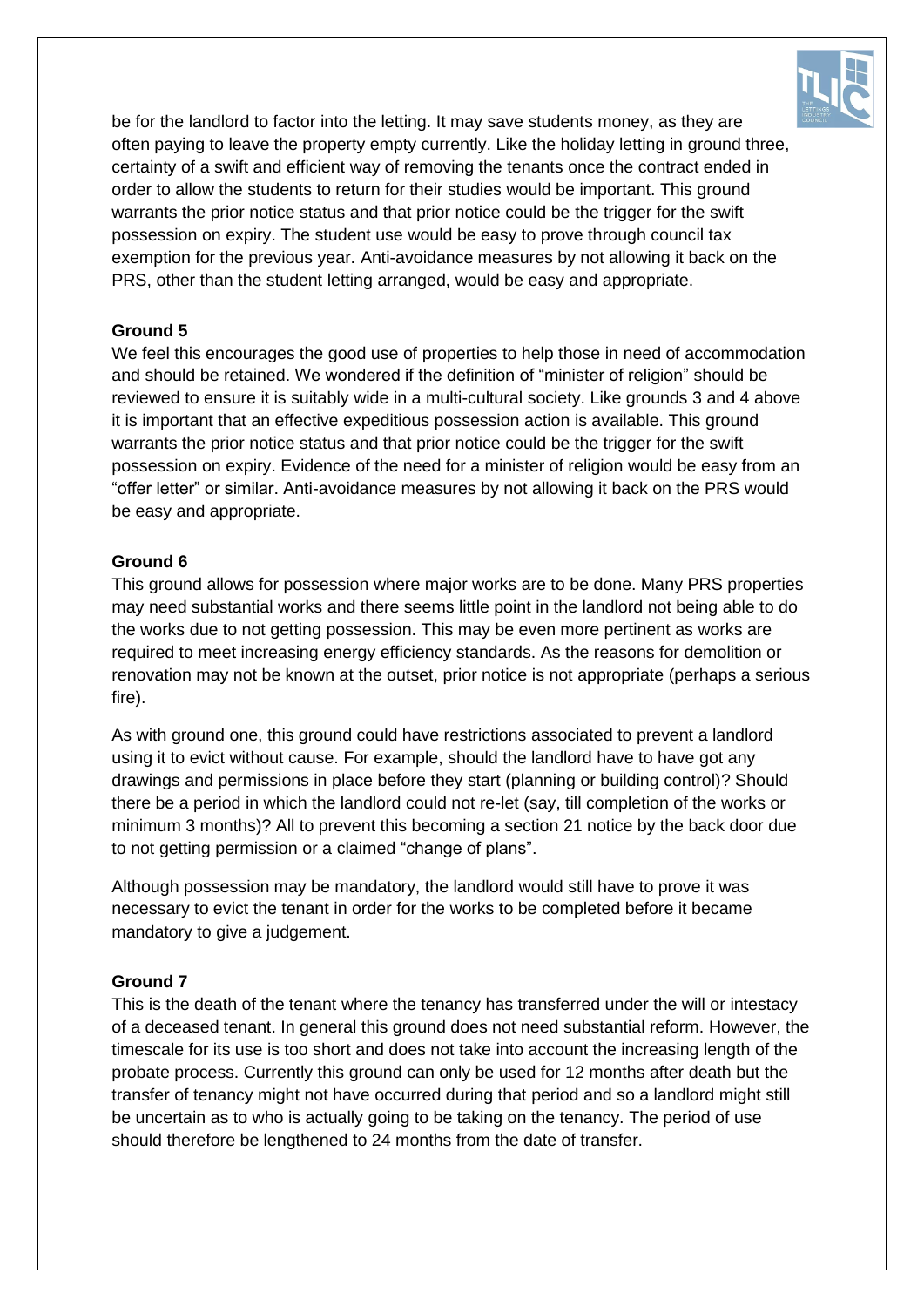be for the landlord to factor into the letting. It may save students money, as they are often paying to leave the property empty currently. Like the holiday letting in ground three, certainty of a swift and efficient way of removing the tenants once the contract ended in order to allow the students to return for their studies would be important. This ground warrants the prior notice status and that prior notice could be the trigger for the swift possession on expiry. The student use would be easy to prove through council tax exemption for the previous year. Anti-avoidance measures by not allowing it back on the PRS, other than the student letting arranged, would be easy and appropriate.

**Ground 5**

We feel this encourages the good use of properties to help those in need of accommodation and should be retained. We wondered if the definition of "minister of religion" should be reviewed to ensure it is suitably wide in a multi-cultural society. Like grounds 3 and 4 above it is important that an effective expeditious possession action is available. This ground warrants the prior notice status and that prior notice could be the trigger for the swift possession on expiry. Evidence of the need for a minister of religion would be easy from an "offer letter" or similar. Anti-avoidance measures by not allowing it back on the PRS would be easy and appropriate.

**Ground 6**

This ground allows for possession where major works are to be done. Many PRS properties may need substantial works and there seems little point in the landlord not being able to do the works due to not getting possession. This may be even more pertinent as works are required to meet increasing energy efficiency standards. As the reasons for demolition or renovation may not be known at the outset, prior notice is not appropriate (perhaps a serious fire).

As with ground one, this ground could have restrictions associated to prevent a landlord using it to evict without cause. For example, should the landlord have to have got any drawings and permissions in place before they start (planning or building control)? Should there be a period in which the landlord could not re-let (say, till completion of the works or minimum 3 months)? All to prevent this becoming a section 21 notice by the back door due to not getting permission or a claimed "change of plans".

Although possession may be mandatory, the landlord would still have to prove it was necessary to evict the tenant in order for the works to be completed before it became mandatory to give a judgement.

**Ground 7**

This is the death of the tenant where the tenancy has transferred under the will or intestacy of a deceased tenant. In general this ground does not need substantial reform. However, the timescale for its use is too short and does not take into account the increasing length of the probate process. Currently this ground can only be used for 12 months after death but the transfer of tenancy might not have occurred during that period and so a landlord might still be uncertain as to who is actually going to be taking on the tenancy. The period of use should therefore be lengthened to 24 months from the date of transfer.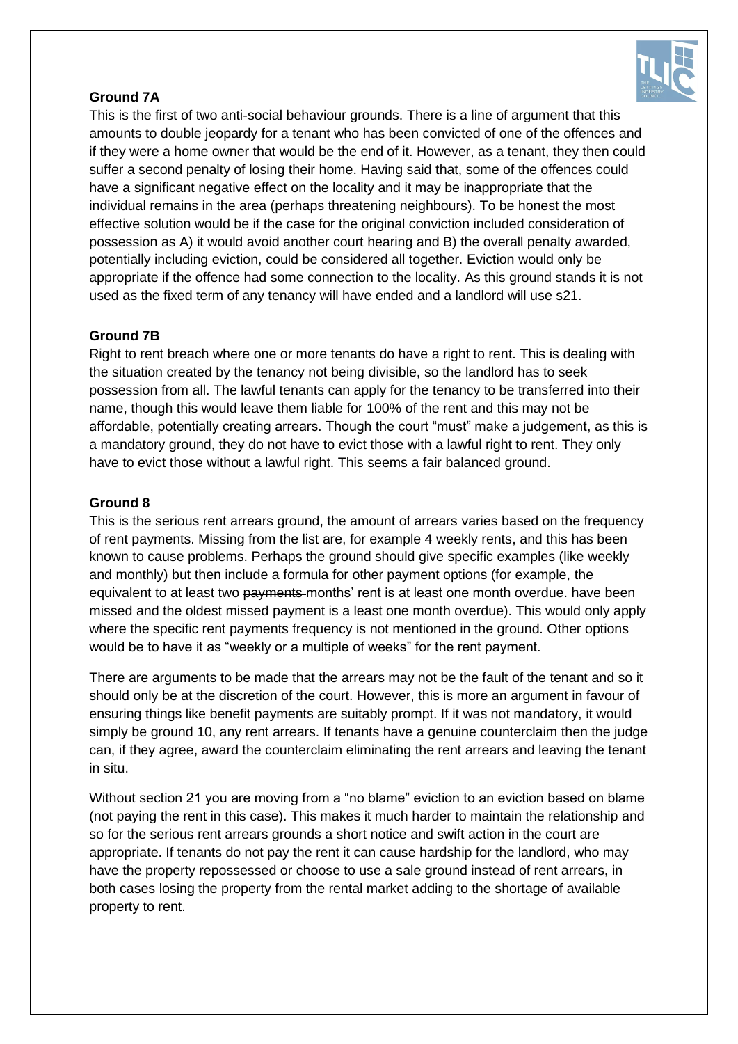**Ground 7A**

This is the first of two anti-social behaviour grounds. There is a line of argument that this amounts to double jeopardy for a tenant who has been convicted of one of the offences and if they were a home owner that would be the end of it. However, as a tenant, they then could suffer a second penalty of losing their home. Having said that, some of the offences could have a significant negative effect on the locality and it may be inappropriate that the individual remains in the area (perhaps threatening neighbours). To be honest the most effective solution would be if the case for the original conviction included consideration of possession as A) it would avoid another court hearing and B) the overall penalty awarded, potentially including eviction, could be considered all together. Eviction would only be appropriate if the offence had some connection to the locality. As this ground stands it is not used as the fixed term of any tenancy will have ended and a landlord will use s21.

**Ground 7B**

Right to rent breach where one or more tenants do have a right to rent. This is dealing with the situation created by the tenancy not being divisible, so the landlord has to seek possession from all. The lawful tenants can apply for the tenancy to be transferred into their name, though this would leave them liable for 100% of the rent and this may not be affordable, potentially creating arrears. Though the court "must" make a judgement, as this is a mandatory ground, they do not have to evict those with a lawful right to rent. They only have to evict those without a lawful right. This seems a fair balanced ground.

**Ground 8**

This is the serious rent arrears ground, the amount of arrears varies based on the frequency of rent payments. Missing from the list are, for example 4 weekly rents, and this has been known to cause problems. Perhaps the ground should give specific examples (like weekly and monthly) but then include a formula for other payment options (for example, the equivalent to at least two ~~payments~~ months' rent is at least one month overdue. have been missed and the oldest missed payment is a least one month overdue). This would only apply where the specific rent payments frequency is not mentioned in the ground. Other options would be to have it as "weekly or a multiple of weeks" for the rent payment.

There are arguments to be made that the arrears may not be the fault of the tenant and so it should only be at the discretion of the court. However, this is more an argument in favour of ensuring things like benefit payments are suitably prompt. If it was not mandatory, it would simply be ground 10, any rent arrears. If tenants have a genuine counterclaim then the judge can, if they agree, award the counterclaim eliminating the rent arrears and leaving the tenant in situ.

Without section 21 you are moving from a "no blame" eviction to an eviction based on blame (not paying the rent in this case). This makes it much harder to maintain the relationship and so for the serious rent arrears grounds a short notice and swift action in the court are appropriate. If tenants do not pay the rent it can cause hardship for the landlord, who may have the property repossessed or choose to use a sale ground instead of rent arrears, in both cases losing the property from the rental market adding to the shortage of available property to rent.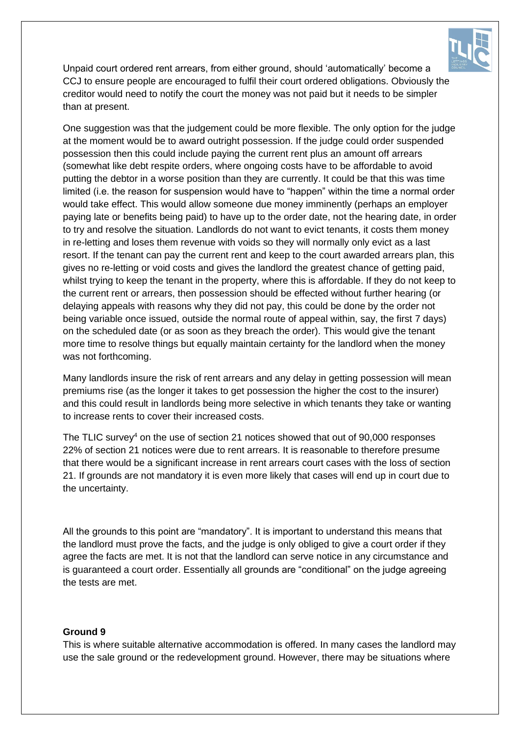Unpaid court ordered rent arrears, from either ground, should 'automatically' become a CCJ to ensure people are encouraged to fulfil their court ordered obligations. Obviously the creditor would need to notify the court the money was not paid but it needs to be simpler than at present.

One suggestion was that the judgement could be more flexible. The only option for the judge at the moment would be to award outright possession. If the judge could order suspended possession then this could include paying the current rent plus an amount off arrears (somewhat like debt respite orders, where ongoing costs have to be affordable to avoid putting the debtor in a worse position than they are currently. It could be that this was time limited (i.e. the reason for suspension would have to "happen" within the time a normal order would take effect. This would allow someone due money imminently (perhaps an employer paying late or benefits being paid) to have up to the order date, not the hearing date, in order to try and resolve the situation. Landlords do not want to evict tenants, it costs them money in re-letting and loses them revenue with voids so they will normally only evict as a last resort. If the tenant can pay the current rent and keep to the court awarded arrears plan, this gives no re-letting or void costs and gives the landlord the greatest chance of getting paid, whilst trying to keep the tenant in the property, where this is affordable. If they do not keep to the current rent or arrears, then possession should be effected without further hearing (or delaying appeals with reasons why they did not pay, this could be done by the order not being variable once issued, outside the normal route of appeal within, say, the first 7 days) on the scheduled date (or as soon as they breach the order). This would give the tenant more time to resolve things but equally maintain certainty for the landlord when the money was not forthcoming.

Many landlords insure the risk of rent arrears and any delay in getting possession will mean premiums rise (as the longer it takes to get possession the higher the cost to the insurer) and this could result in landlords being more selective in which tenants they take or wanting to increase rents to cover their increased costs.

The TLIC survey[4] on the use of section 21 notices showed that out of 90,000 responses 22% of section 21 notices were due to rent arrears. It is reasonable to therefore presume that there would be a significant increase in rent arrears court cases with the loss of section 21. If grounds are not mandatory it is even more likely that cases will end up in court due to the uncertainty.

All the grounds to this point are "mandatory". It is important to understand this means that the landlord must prove the facts, and the judge is only obliged to give a court order if they agree the facts are met. It is not that the landlord can serve notice in any circumstance and is guaranteed a court order. Essentially all grounds are "conditional" on the judge agreeing the tests are met.

**Ground 9**

This is where suitable alternative accommodation is offered. In many cases the landlord may use the sale ground or the redevelopment ground. However, there may be situations where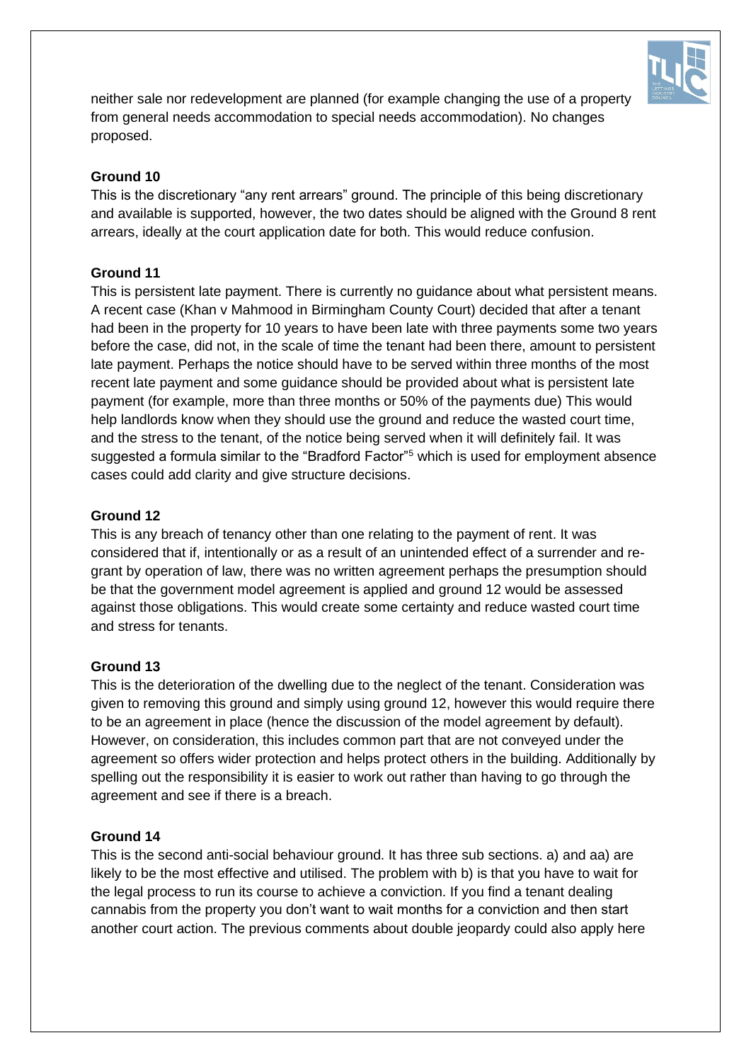neither sale nor redevelopment are planned (for example changing the use of a property from general needs accommodation to special needs accommodation). No changes proposed.

**Ground 10**

This is the discretionary "any rent arrears" ground. The principle of this being discretionary and available is supported, however, the two dates should be aligned with the Ground 8 rent arrears, ideally at the court application date for both. This would reduce confusion.

**Ground 11**

This is persistent late payment. There is currently no guidance about what persistent means. A recent case (Khan v Mahmood in Birmingham County Court) decided that after a tenant had been in the property for 10 years to have been late with three payments some two years before the case, did not, in the scale of time the tenant had been there, amount to persistent late payment. Perhaps the notice should have to be served within three months of the most recent late payment and some guidance should be provided about what is persistent late payment (for example, more than three months or 50% of the payments due) This would help landlords know when they should use the ground and reduce the wasted court time, and the stress to the tenant, of the notice being served when it will definitely fail. It was suggested a formula similar to the "Bradford Factor"[5] which is used for employment absence cases could add clarity and give structure decisions.

**Ground 12**

This is any breach of tenancy other than one relating to the payment of rent. It was considered that if, intentionally or as a result of an unintended effect of a surrender and re-grant by operation of law, there was no written agreement perhaps the presumption should be that the government model agreement is applied and ground 12 would be assessed against those obligations. This would create some certainty and reduce wasted court time and stress for tenants.

**Ground 13**

This is the deterioration of the dwelling due to the neglect of the tenant. Consideration was given to removing this ground and simply using ground 12, however this would require there to be an agreement in place (hence the discussion of the model agreement by default). However, on consideration, this includes common part that are not conveyed under the agreement so offers wider protection and helps protect others in the building. Additionally by spelling out the responsibility it is easier to work out rather than having to go through the agreement and see if there is a breach.

**Ground 14**

This is the second anti-social behaviour ground. It has three sub sections. a) and aa) are likely to be the most effective and utilised. The problem with b) is that you have to wait for the legal process to run its course to achieve a conviction. If you find a tenant dealing cannabis from the property you don't want to wait months for a conviction and then start another court action. The previous comments about double jeopardy could also apply here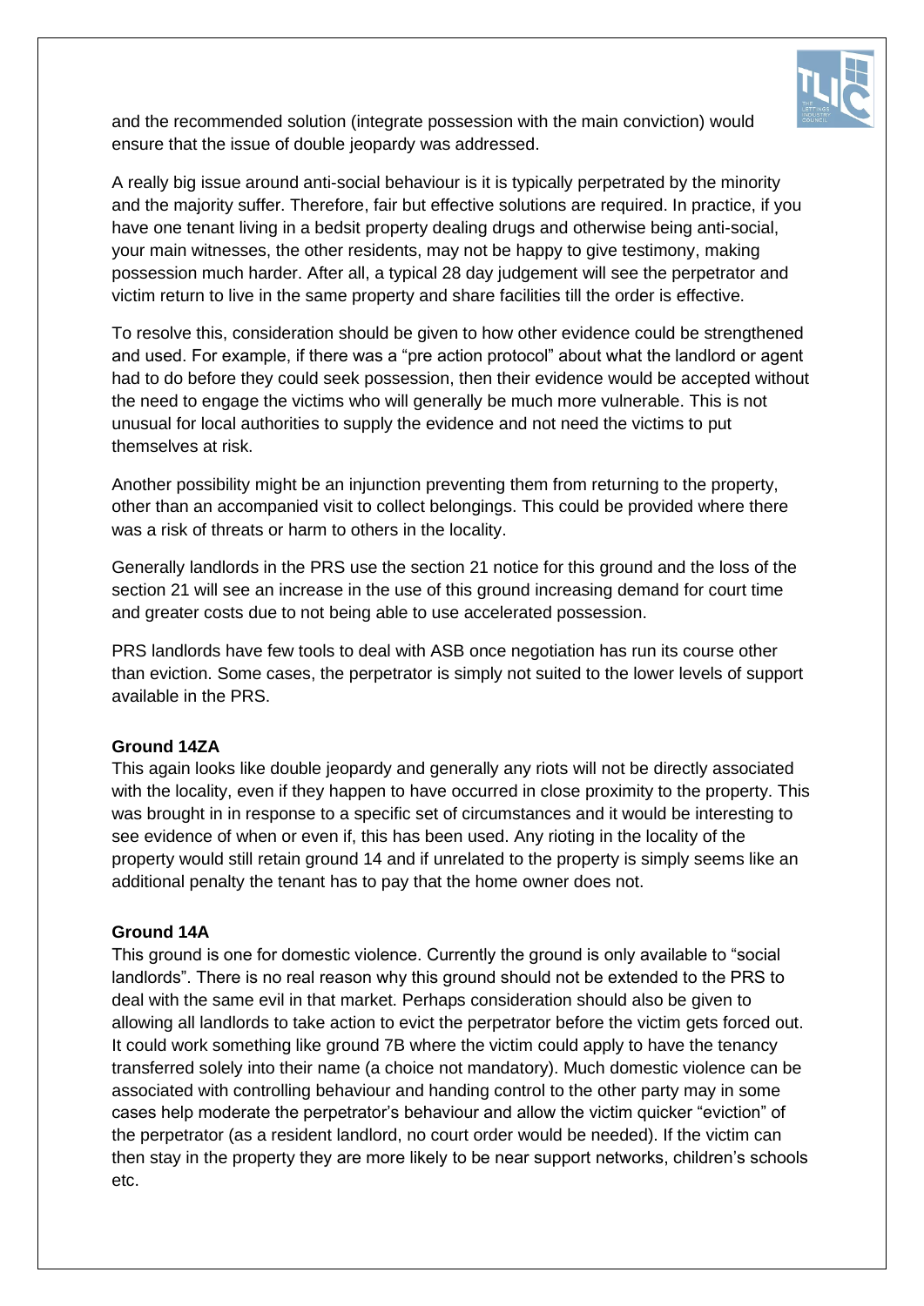and the recommended solution (integrate possession with the main conviction) would ensure that the issue of double jeopardy was addressed.

A really big issue around anti-social behaviour is it is typically perpetrated by the minority and the majority suffer. Therefore, fair but effective solutions are required. In practice, if you have one tenant living in a bedsit property dealing drugs and otherwise being anti-social, your main witnesses, the other residents, may not be happy to give testimony, making possession much harder. After all, a typical 28 day judgement will see the perpetrator and victim return to live in the same property and share facilities till the order is effective.

To resolve this, consideration should be given to how other evidence could be strengthened and used. For example, if there was a "pre action protocol" about what the landlord or agent had to do before they could seek possession, then their evidence would be accepted without the need to engage the victims who will generally be much more vulnerable. This is not unusual for local authorities to supply the evidence and not need the victims to put themselves at risk.

Another possibility might be an injunction preventing them from returning to the property, other than an accompanied visit to collect belongings. This could be provided where there was a risk of threats or harm to others in the locality.

Generally landlords in the PRS use the section 21 notice for this ground and the loss of the section 21 will see an increase in the use of this ground increasing demand for court time and greater costs due to not being able to use accelerated possession.

PRS landlords have few tools to deal with ASB once negotiation has run its course other than eviction. Some cases, the perpetrator is simply not suited to the lower levels of support available in the PRS.

**Ground 14ZA**

This again looks like double jeopardy and generally any riots will not be directly associated with the locality, even if they happen to have occurred in close proximity to the property. This was brought in in response to a specific set of circumstances and it would be interesting to see evidence of when or even if, this has been used. Any rioting in the locality of the property would still retain ground 14 and if unrelated to the property is simply seems like an additional penalty the tenant has to pay that the home owner does not.

**Ground 14A**

This ground is one for domestic violence. Currently the ground is only available to "social landlords". There is no real reason why this ground should not be extended to the PRS to deal with the same evil in that market. Perhaps consideration should also be given to allowing all landlords to take action to evict the perpetrator before the victim gets forced out. It could work something like ground 7B where the victim could apply to have the tenancy transferred solely into their name (a choice not mandatory). Much domestic violence can be associated with controlling behaviour and handing control to the other party may in some cases help moderate the perpetrator's behaviour and allow the victim quicker "eviction" of the perpetrator (as a resident landlord, no court order would be needed). If the victim can then stay in the property they are more likely to be near support networks, children's schools etc.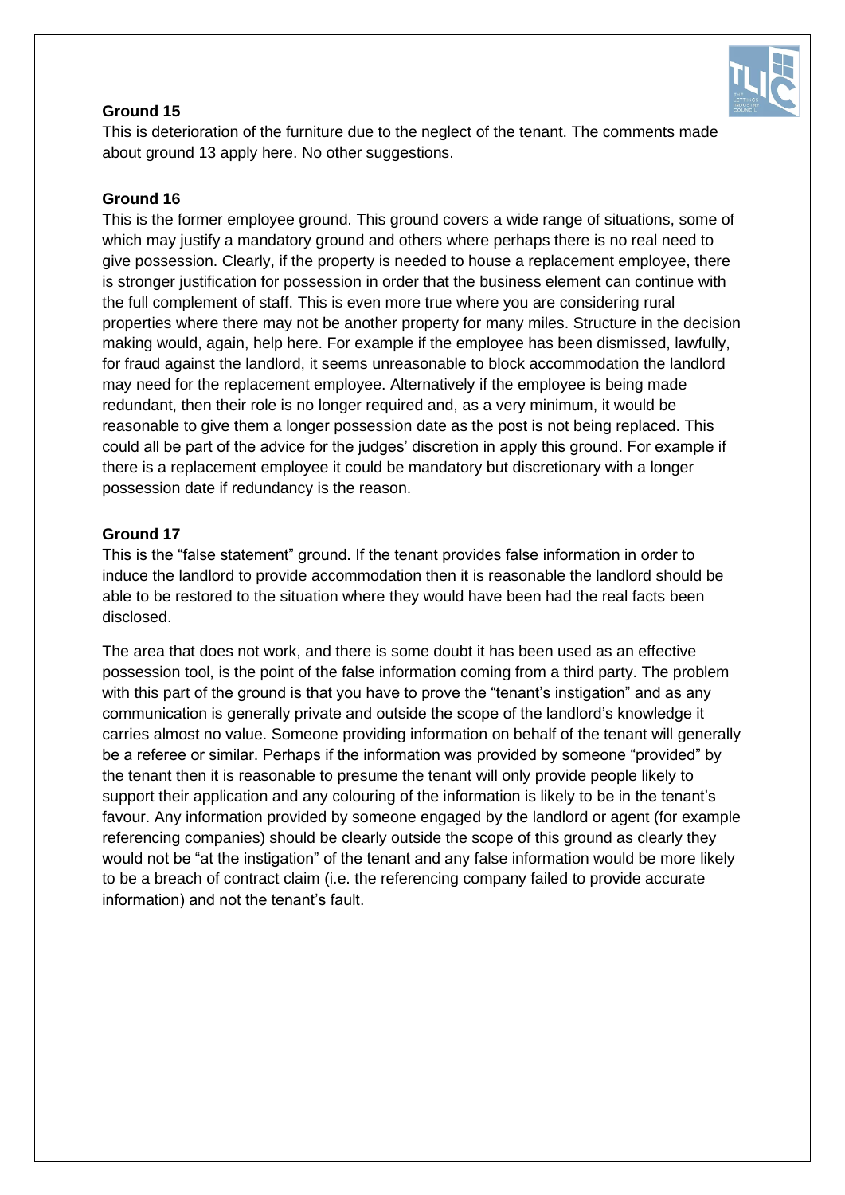**Ground 15**

This is deterioration of the furniture due to the neglect of the tenant. The comments made about ground 13 apply here. No other suggestions.

**Ground 16**

This is the former employee ground. This ground covers a wide range of situations, some of which may justify a mandatory ground and others where perhaps there is no real need to give possession. Clearly, if the property is needed to house a replacement employee, there is stronger justification for possession in order that the business element can continue with the full complement of staff. This is even more true where you are considering rural properties where there may not be another property for many miles. Structure in the decision making would, again, help here. For example if the employee has been dismissed, lawfully, for fraud against the landlord, it seems unreasonable to block accommodation the landlord may need for the replacement employee. Alternatively if the employee is being made redundant, then their role is no longer required and, as a very minimum, it would be reasonable to give them a longer possession date as the post is not being replaced. This could all be part of the advice for the judges' discretion in apply this ground. For example if there is a replacement employee it could be mandatory but discretionary with a longer possession date if redundancy is the reason.

**Ground 17**

This is the "false statement" ground. If the tenant provides false information in order to induce the landlord to provide accommodation then it is reasonable the landlord should be able to be restored to the situation where they would have been had the real facts been disclosed.

The area that does not work, and there is some doubt it has been used as an effective possession tool, is the point of the false information coming from a third party. The problem with this part of the ground is that you have to prove the "tenant's instigation" and as any communication is generally private and outside the scope of the landlord's knowledge it carries almost no value. Someone providing information on behalf of the tenant will generally be a referee or similar. Perhaps if the information was provided by someone "provided" by the tenant then it is reasonable to presume the tenant will only provide people likely to support their application and any colouring of the information is likely to be in the tenant's favour. Any information provided by someone engaged by the landlord or agent (for example referencing companies) should be clearly outside the scope of this ground as clearly they would not be "at the instigation" of the tenant and any false information would be more likely to be a breach of contract claim (i.e. the referencing company failed to provide accurate information) and not the tenant's fault.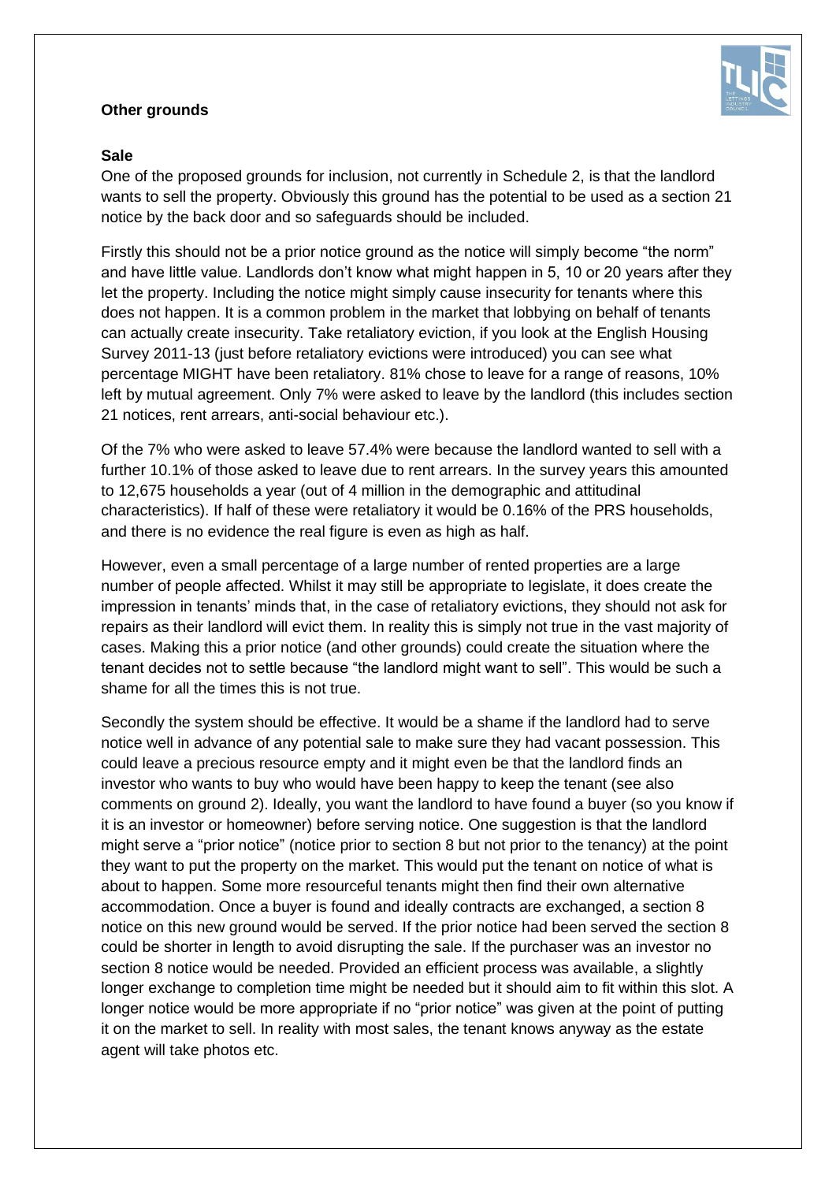**Other grounds**

**Sale**

One of the proposed grounds for inclusion, not currently in Schedule 2, is that the landlord wants to sell the property. Obviously this ground has the potential to be used as a section 21 notice by the back door and so safeguards should be included.

Firstly this should not be a prior notice ground as the notice will simply become "the norm" and have little value. Landlords don't know what might happen in 5, 10 or 20 years after they let the property. Including the notice might simply cause insecurity for tenants where this does not happen. It is a common problem in the market that lobbying on behalf of tenants can actually create insecurity. Take retaliatory eviction, if you look at the English Housing Survey 2011-13 (just before retaliatory evictions were introduced) you can see what percentage MIGHT have been retaliatory. 81% chose to leave for a range of reasons, 10% left by mutual agreement. Only 7% were asked to leave by the landlord (this includes section 21 notices, rent arrears, anti-social behaviour etc.).

Of the 7% who were asked to leave 57.4% were because the landlord wanted to sell with a further 10.1% of those asked to leave due to rent arrears. In the survey years this amounted to 12,675 households a year (out of 4 million in the demographic and attitudinal characteristics). If half of these were retaliatory it would be 0.16% of the PRS households, and there is no evidence the real figure is even as high as half.

However, even a small percentage of a large number of rented properties are a large number of people affected. Whilst it may still be appropriate to legislate, it does create the impression in tenants' minds that, in the case of retaliatory evictions, they should not ask for repairs as their landlord will evict them. In reality this is simply not true in the vast majority of cases. Making this a prior notice (and other grounds) could create the situation where the tenant decides not to settle because "the landlord might want to sell". This would be such a shame for all the times this is not true.

Secondly the system should be effective. It would be a shame if the landlord had to serve notice well in advance of any potential sale to make sure they had vacant possession. This could leave a precious resource empty and it might even be that the landlord finds an investor who wants to buy who would have been happy to keep the tenant (see also comments on ground 2). Ideally, you want the landlord to have found a buyer (so you know if it is an investor or homeowner) before serving notice. One suggestion is that the landlord might serve a "prior notice" (notice prior to section 8 but not prior to the tenancy) at the point they want to put the property on the market. This would put the tenant on notice of what is about to happen. Some more resourceful tenants might then find their own alternative accommodation. Once a buyer is found and ideally contracts are exchanged, a section 8 notice on this new ground would be served. If the prior notice had been served the section 8 could be shorter in length to avoid disrupting the sale. If the purchaser was an investor no section 8 notice would be needed. Provided an efficient process was available, a slightly longer exchange to completion time might be needed but it should aim to fit within this slot. A longer notice would be more appropriate if no "prior notice" was given at the point of putting it on the market to sell. In reality with most sales, the tenant knows anyway as the estate agent will take photos etc.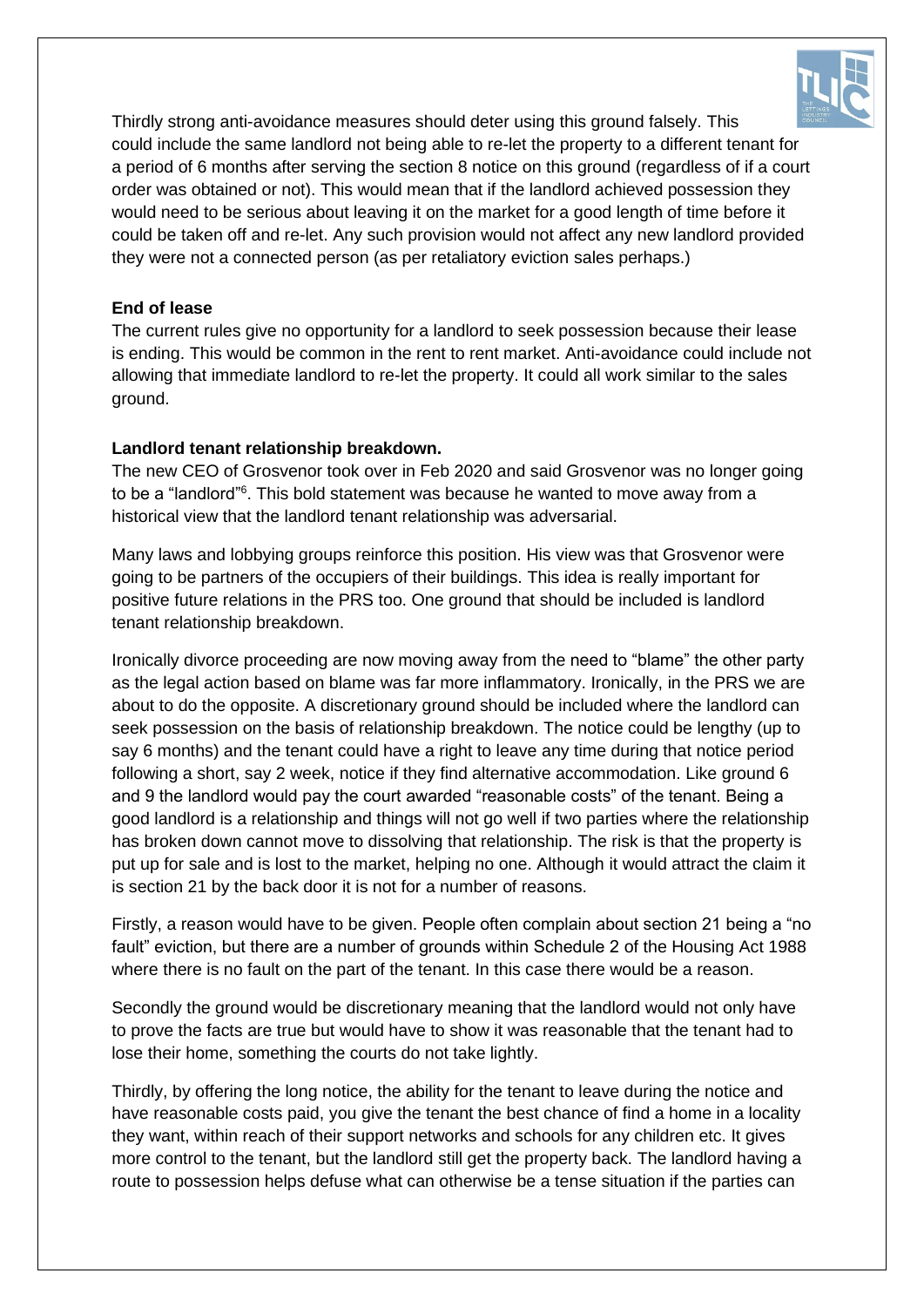Thirdly strong anti-avoidance measures should deter using this ground falsely. This could include the same landlord not being able to re-let the property to a different tenant for a period of 6 months after serving the section 8 notice on this ground (regardless of if a court order was obtained or not). This would mean that if the landlord achieved possession they would need to be serious about leaving it on the market for a good length of time before it could be taken off and re-let. Any such provision would not affect any new landlord provided they were not a connected person (as per retaliatory eviction sales perhaps.)

**End of lease**

The current rules give no opportunity for a landlord to seek possession because their lease is ending. This would be common in the rent to rent market. Anti-avoidance could include not allowing that immediate landlord to re-let the property. It could all work similar to the sales ground.

**Landlord tenant relationship breakdown.**

The new CEO of Grosvenor took over in Feb 2020 and said Grosvenor was no longer going to be a "landlord"[6]. This bold statement was because he wanted to move away from a historical view that the landlord tenant relationship was adversarial.

Many laws and lobbying groups reinforce this position. His view was that Grosvenor were going to be partners of the occupiers of their buildings. This idea is really important for positive future relations in the PRS too. One ground that should be included is landlord tenant relationship breakdown.

Ironically divorce proceeding are now moving away from the need to "blame" the other party as the legal action based on blame was far more inflammatory. Ironically, in the PRS we are about to do the opposite. A discretionary ground should be included where the landlord can seek possession on the basis of relationship breakdown. The notice could be lengthy (up to say 6 months) and the tenant could have a right to leave any time during that notice period following a short, say 2 week, notice if they find alternative accommodation. Like ground 6 and 9 the landlord would pay the court awarded "reasonable costs" of the tenant. Being a good landlord is a relationship and things will not go well if two parties where the relationship has broken down cannot move to dissolving that relationship. The risk is that the property is put up for sale and is lost to the market, helping no one. Although it would attract the claim it is section 21 by the back door it is not for a number of reasons.

Firstly, a reason would have to be given. People often complain about section 21 being a "no fault" eviction, but there are a number of grounds within Schedule 2 of the Housing Act 1988 where there is no fault on the part of the tenant. In this case there would be a reason.

Secondly the ground would be discretionary meaning that the landlord would not only have to prove the facts are true but would have to show it was reasonable that the tenant had to lose their home, something the courts do not take lightly.

Thirdly, by offering the long notice, the ability for the tenant to leave during the notice and have reasonable costs paid, you give the tenant the best chance of find a home in a locality they want, within reach of their support networks and schools for any children etc. It gives more control to the tenant, but the landlord still get the property back. The landlord having a route to possession helps defuse what can otherwise be a tense situation if the parties can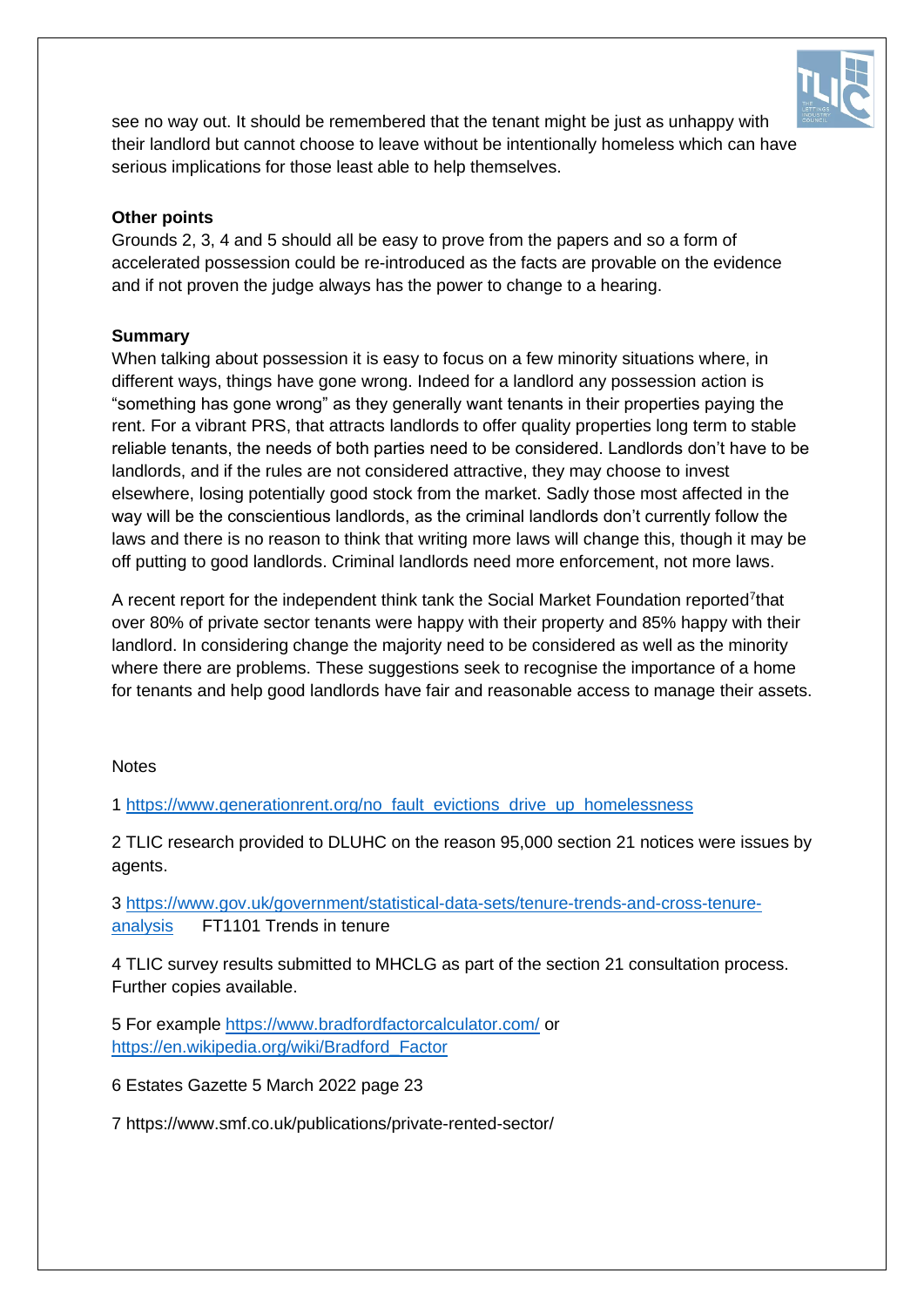see no way out. It should be remembered that the tenant might be just as unhappy with their landlord but cannot choose to leave without be intentionally homeless which can have serious implications for those least able to help themselves.

**Other points**

Grounds 2, 3, 4 and 5 should all be easy to prove from the papers and so a form of accelerated possession could be re-introduced as the facts are provable on the evidence and if not proven the judge always has the power to change to a hearing.

**Summary**

When talking about possession it is easy to focus on a few minority situations where, in different ways, things have gone wrong. Indeed for a landlord any possession action is "something has gone wrong" as they generally want tenants in their properties paying the rent. For a vibrant PRS, that attracts landlords to offer quality properties long term to stable reliable tenants, the needs of both parties need to be considered. Landlords don't have to be landlords, and if the rules are not considered attractive, they may choose to invest elsewhere, losing potentially good stock from the market. Sadly those most affected in the way will be the conscientious landlords, as the criminal landlords don't currently follow the laws and there is no reason to think that writing more laws will change this, though it may be off putting to good landlords. Criminal landlords need more enforcement, not more laws.

A recent report for the independent think tank the Social Market Foundation reported[7]that over 80% of private sector tenants were happy with their property and 85% happy with their landlord. In considering change the majority need to be considered as well as the minority where there are problems. These suggestions seek to recognise the importance of a home for tenants and help good landlords have fair and reasonable access to manage their assets.

Notes

1 https://www.generationrent.org/no_fault_evictions_drive_up_homelessness

2 TLIC research provided to DLUHC on the reason 95,000 section 21 notices were issues by agents.

3 https://www.gov.uk/government/statistical-data-sets/tenure-trends-and-cross-tenure-analysis FT1101 Trends in tenure

4 TLIC survey results submitted to MHCLG as part of the section 21 consultation process. Further copies available.

5 For example https://www.bradfordfactorcalculator.com/ or https://en.wikipedia.org/wiki/Bradford_Factor

6 Estates Gazette 5 March 2022 page 23

7 https://www.smf.co.uk/publications/private-rented-sector/